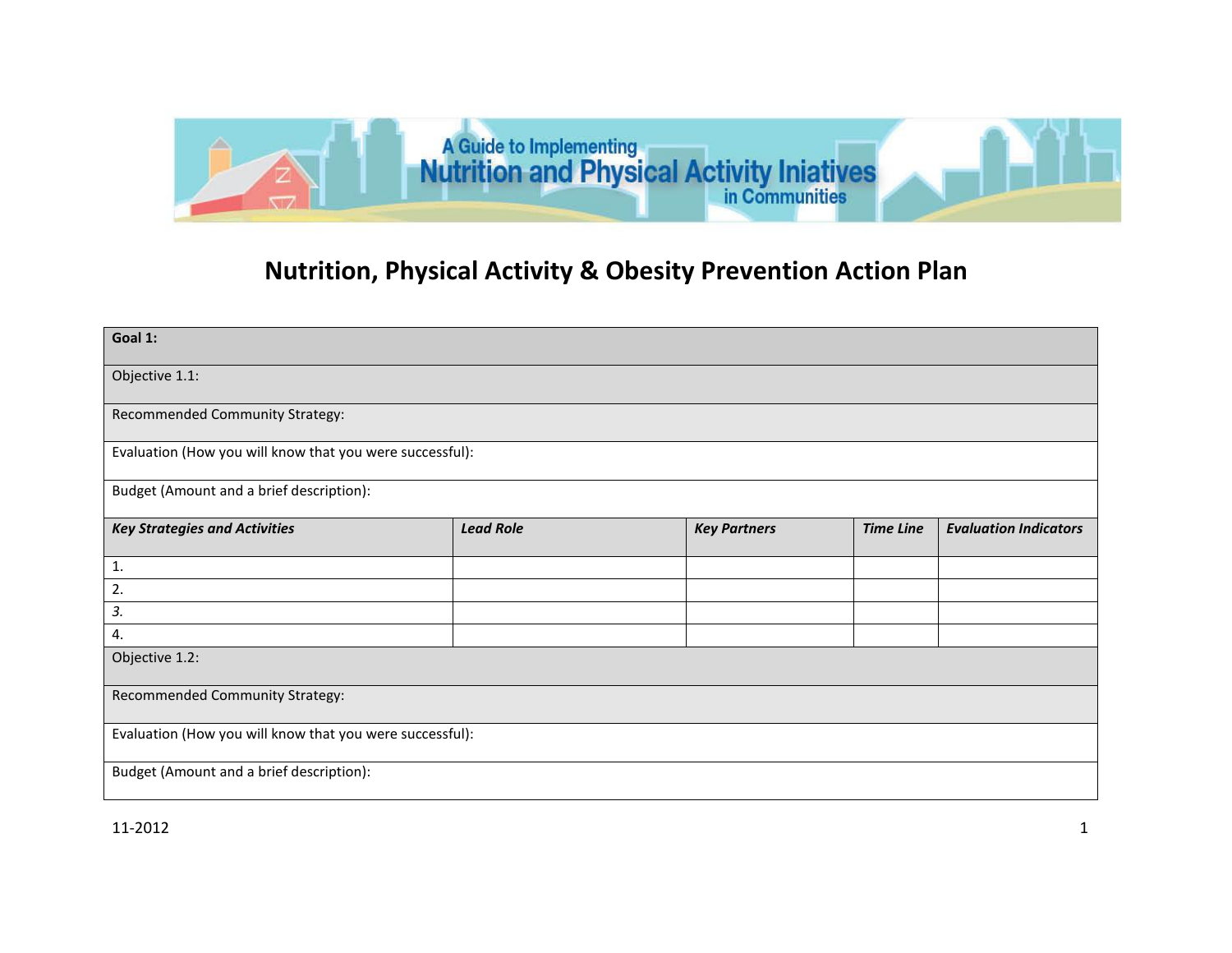A Guide to Implementing
Nutrition and Physical Activity Iniatives
in Communities

# Nutrition, Physical Activity & Obesity Prevention Action Plan

| **Goal 1:** | | | | |
|---|---|---|---|---|
| Objective 1.1: | | | | |
| Recommended Community Strategy: | | | | |
| Evaluation (How you will know that you were successful): | | | | |
| Budget (Amount and a brief description): | | | | |
| ***Key Strategies and Activities*** | ***Lead Role*** | ***Key Partners*** | ***Time Line*** | ***Evaluation Indicators*** |
| 1. | | | | |
| 2. | | | | |
| *3.* | | | | |
| 4. | | | | |
| Objective 1.2: | | | | |
| Recommended Community Strategy: | | | | |
| Evaluation (How you will know that you were successful): | | | | |
| Budget (Amount and a brief description): | | | | |

11-2012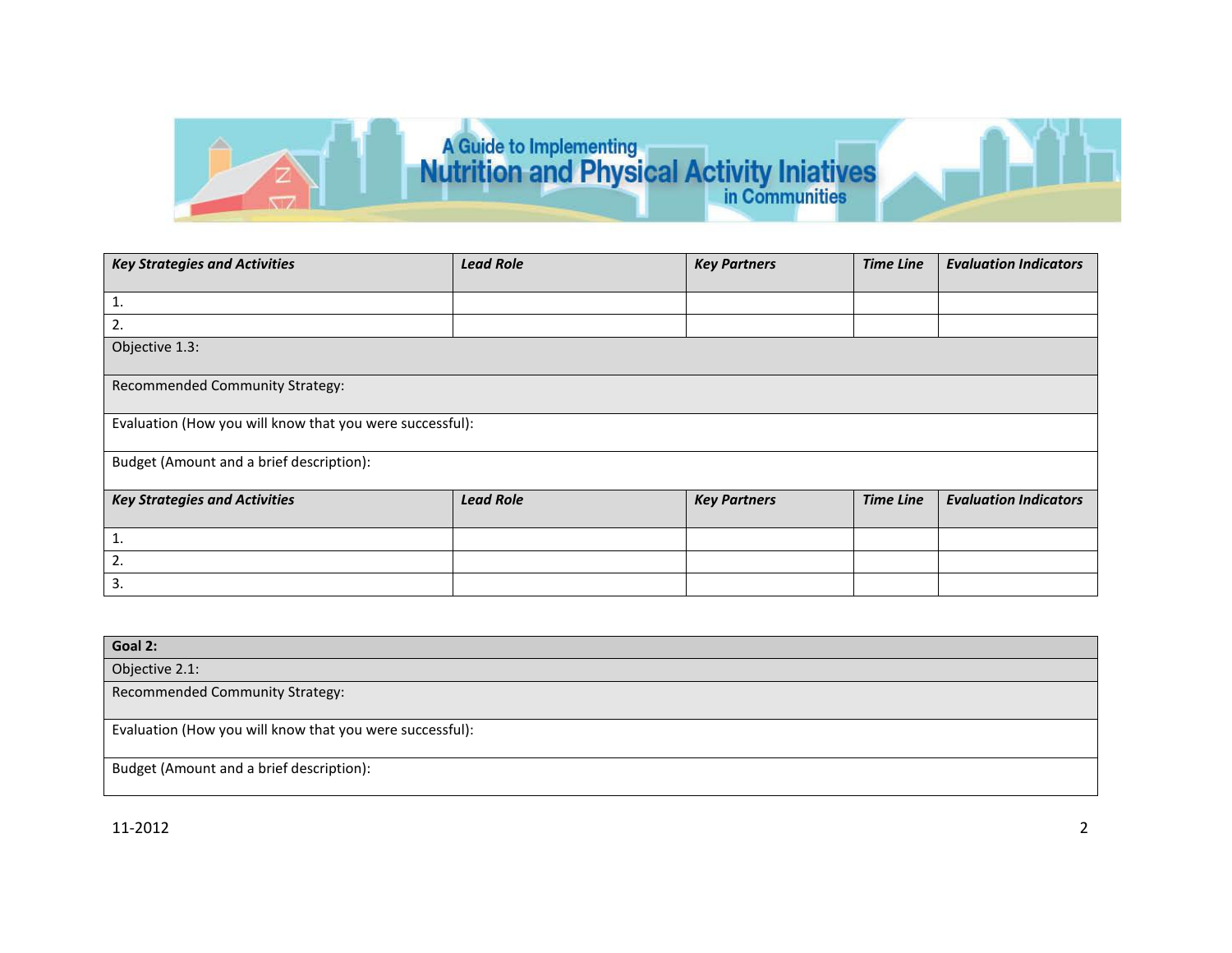| *Key Strategies and Activities* | *Lead Role* | *Key Partners* | *Time Line* | *Evaluation Indicators* |
|---|---|---|---|---|
| 1. | | | | |
| 2. | | | | |

| Objective 1.3: |
|---|
| Recommended Community Strategy: |
| Evaluation (How you will know that you were successful): |
| Budget (Amount and a brief description): |

| *Key Strategies and Activities* | *Lead Role* | *Key Partners* | *Time Line* | *Evaluation Indicators* |
|---|---|---|---|---|
| 1. | | | | |
| 2. | | | | |
| 3. | | | | |

| **Goal 2:** |
|---|
| Objective 2.1: |
| Recommended Community Strategy: |
| Evaluation (How you will know that you were successful): |
| Budget (Amount and a brief description): |

11-2012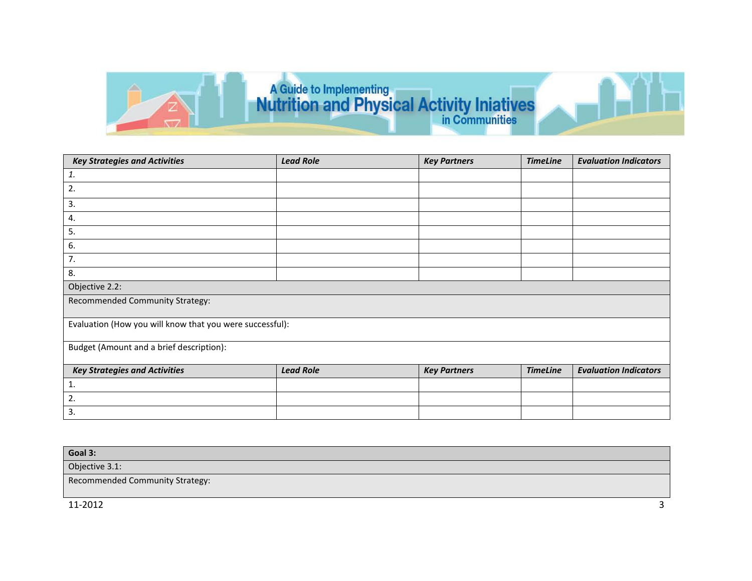# A Guide to Implementing Nutrition and Physical Activity Iniatives in Communities

| *Key Strategies and Activities* | *Lead Role* | *Key Partners* | *TimeLine* | *Evaluation Indicators* |
|---|---|---|---|---|
| *1.* | | | | |
| 2. | | | | |
| 3. | | | | |
| 4. | | | | |
| 5. | | | | |
| 6. | | | | |
| 7. | | | | |
| 8. | | | | |

Objective 2.2:

Recommended Community Strategy:

Evaluation (How you will know that you were successful):

Budget (Amount and a brief description):

| *Key Strategies and Activities* | *Lead Role* | *Key Partners* | *TimeLine* | *Evaluation Indicators* |
|---|---|---|---|---|
| 1. | | | | |
| 2. | | | | |
| 3. | | | | |

**Goal 3:**

Objective 3.1:

Recommended Community Strategy:

11-2012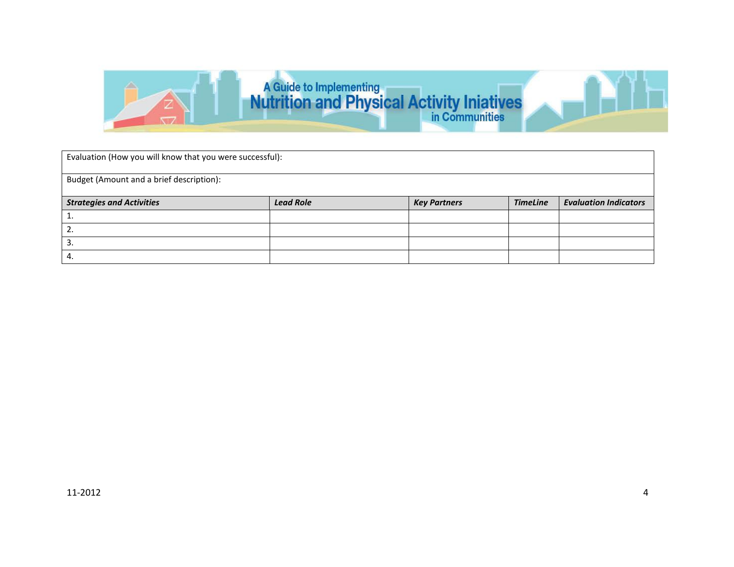Evaluation (How you will know that you were successful):

Budget (Amount and a brief description):

| ***Strategies and Activities*** | ***Lead Role*** | ***Key Partners*** | ***TimeLine*** | ***Evaluation Indicators*** |
|---|---|---|---|---|
| 1. | | | | |
| 2. | | | | |
| 3. | | | | |
| 4. | | | | |